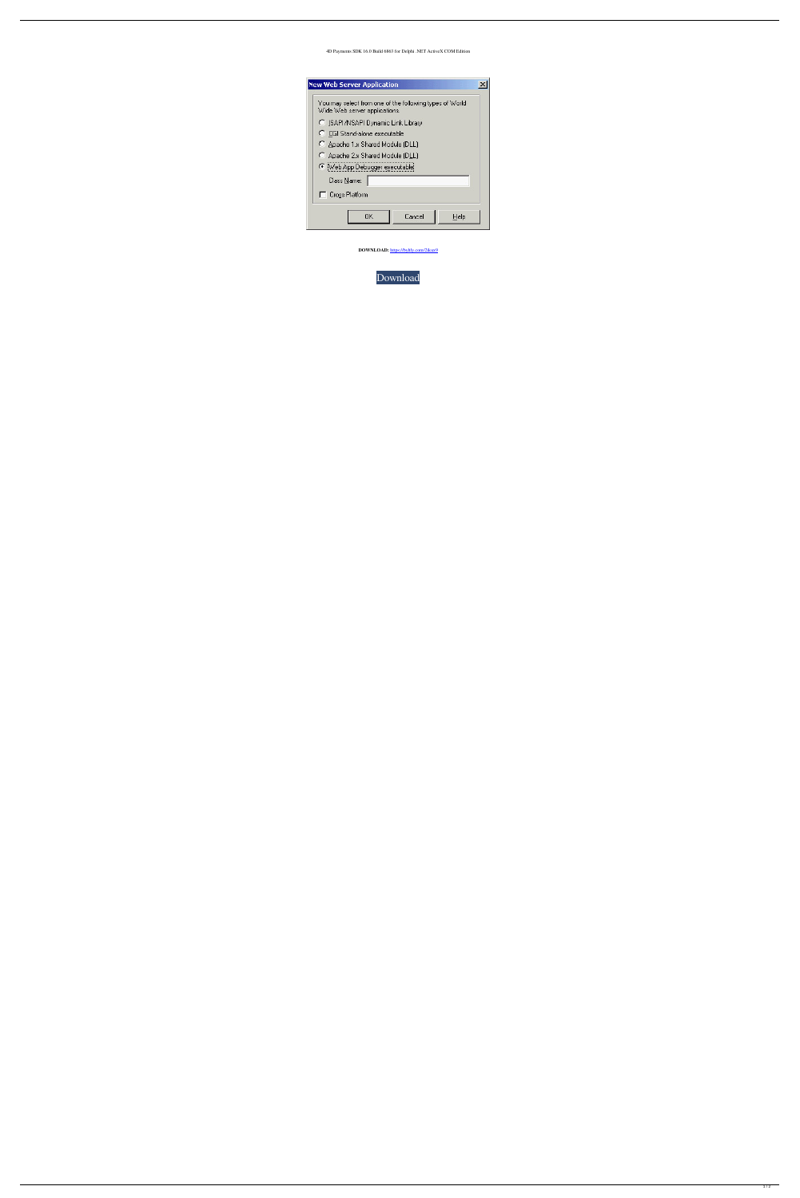4D Payments SDK 16.0 Build 6863 for Delphi .NET ActiveX COM Edition

**DOWNLOAD:** https://byltly.com/2ikax9

Download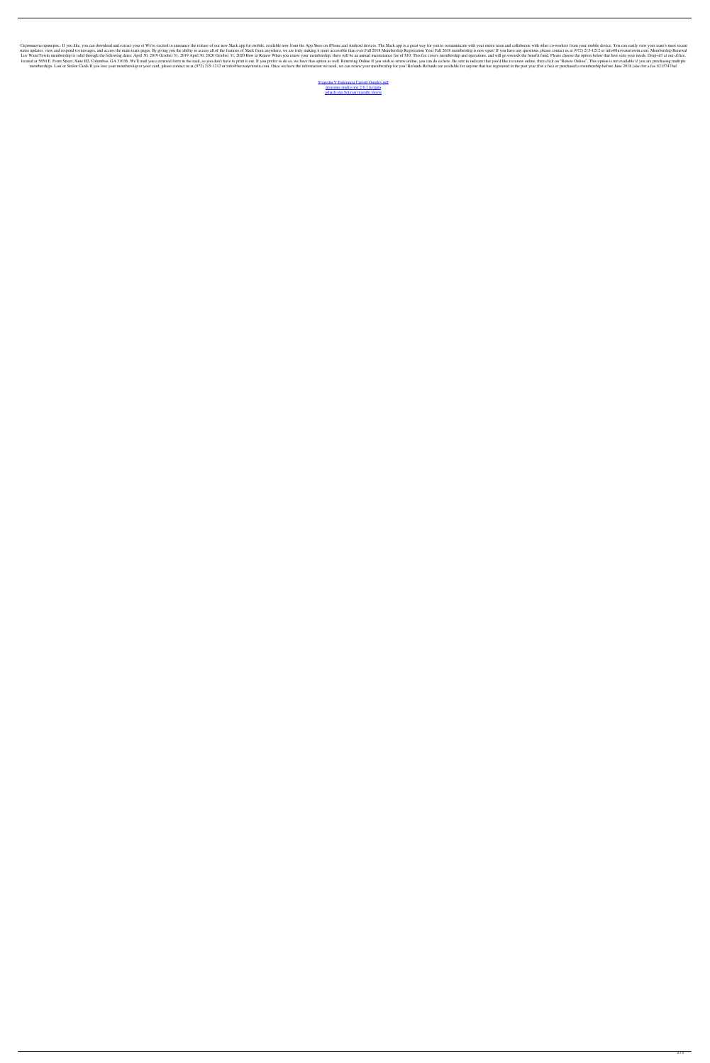Скриншоты проверок.. If you like, you can download and extract your ei.We're excited to announce the release of our new Slack app for mobile, available now from the App Store on iPhone and Android devices. The Slack app is a great way for you to communicate with your entire team and collaborate with other co-workers from your mobile device. You can easily view your team's most recent status updates, view and respond to messages, and access the main team pages. By giving you the ability to access all of the features of Slack from anywhere, we are truly making it more accessible than ever.Fall 2018 Membership Registration Your Fall 2018 membership is now open! If you have any questions, please contact us at (972) 215-1212 or info@lowwatertowin.com. Membership Renewal Lov WaterTowin membership is valid through the following dates: April 30, 2019 October 31, 2019 April 30, 2020 October 31, 2020 How to Renew When you renew your membership, there will be an annual maintenance fee of $10. This fee covers membership and operations, and will go towards the benefit fund. Please choose the option below that best suits your needs. Drop-off at our office, located at 5050 E. Front Street, Suite B2, Columbus, GA 31036. We'll mail you a renewal form in the mail, so you don't have to print it out. If you prefer to do so, we have that option as well. Renewing Online If you wish to renew online, you can do so here. Be sure to indicate that you'd like to renew online, then click on "Renew Online". This option is not available if you are purchasing multiple memberships. Lost or Stolen Cards If you lose your membership or your card, please contact us at (972) 215-1212 or info@lowwatertowin.com. Once we have the information we need, we can renew your membership for you! Refunds Refunds are available for anyone that has registered in the past year (for a fee) or purchased a membership before June 2018 (also for a fee 82157476af

Tragedia Y Esperanza Carroll Quigley pdf
presonus studio one 2.6.1 keygen
pshach eka betavar marathi movie